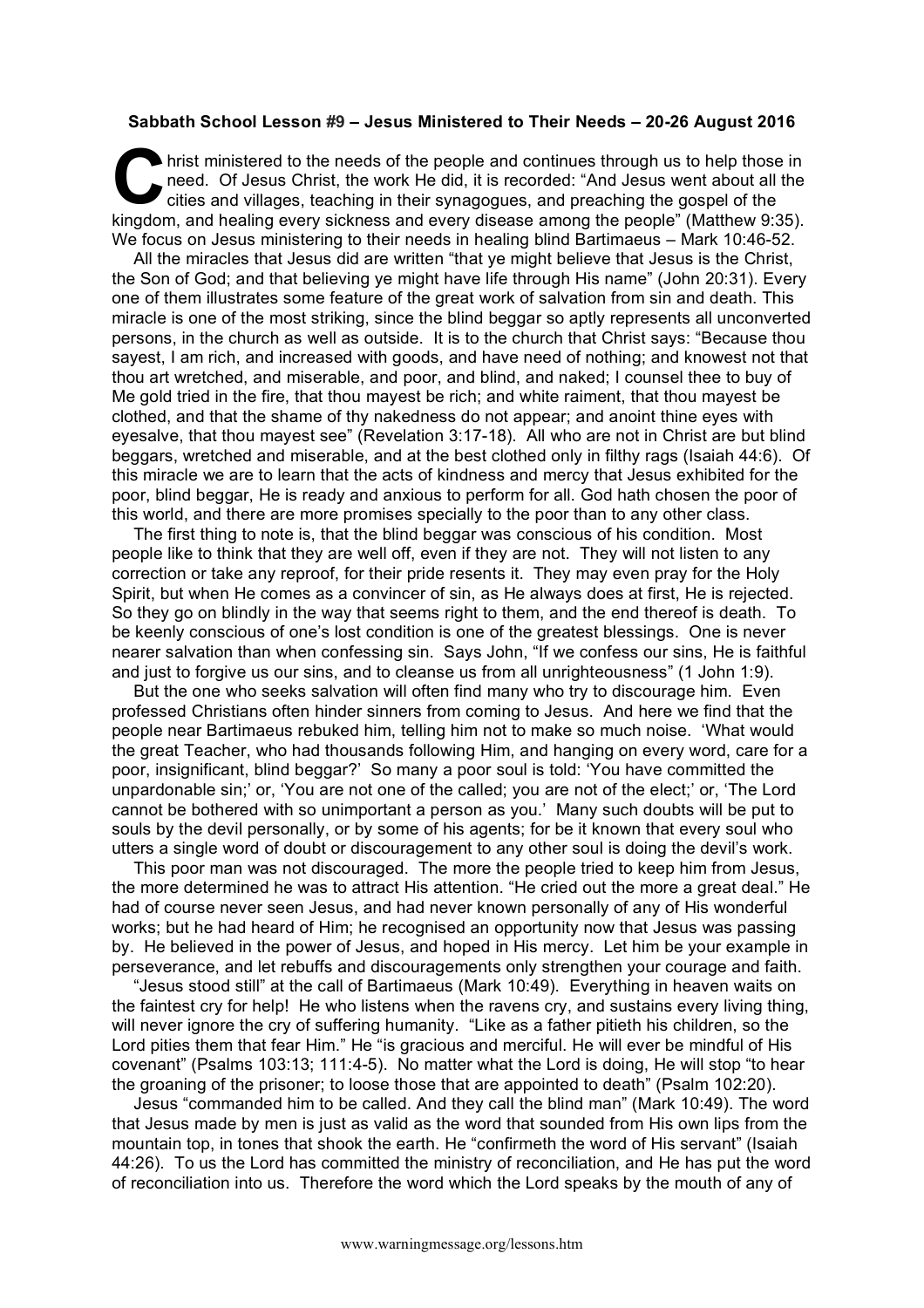**Sabbath School Lesson #9 – Jesus Ministered to Their Needs – 20-26 August 2016**

Christ ministered to the needs of the people and continues through us to help those in need. Of Jesus Christ, the work He did, it is recorded: "And Jesus went about all the cities and villages, teaching in their synagogues, and preaching the gospel of the kingdom, and healing every sickness and every disease among the people" (Matthew 9:35). We focus on Jesus ministering to their needs in healing blind Bartimaeus – Mark 10:46-52.

All the miracles that Jesus did are written "that ye might believe that Jesus is the Christ, the Son of God; and that believing ye might have life through His name" (John 20:31). Every one of them illustrates some feature of the great work of salvation from sin and death. This miracle is one of the most striking, since the blind beggar so aptly represents all unconverted persons, in the church as well as outside. It is to the church that Christ says: "Because thou sayest, I am rich, and increased with goods, and have need of nothing; and knowest not that thou art wretched, and miserable, and poor, and blind, and naked; I counsel thee to buy of Me gold tried in the fire, that thou mayest be rich; and white raiment, that thou mayest be clothed, and that the shame of thy nakedness do not appear; and anoint thine eyes with eyesalve, that thou mayest see" (Revelation 3:17-18). All who are not in Christ are but blind beggars, wretched and miserable, and at the best clothed only in filthy rags (Isaiah 44:6). Of this miracle we are to learn that the acts of kindness and mercy that Jesus exhibited for the poor, blind beggar, He is ready and anxious to perform for all. God hath chosen the poor of this world, and there are more promises specially to the poor than to any other class.

The first thing to note is, that the blind beggar was conscious of his condition. Most people like to think that they are well off, even if they are not. They will not listen to any correction or take any reproof, for their pride resents it. They may even pray for the Holy Spirit, but when He comes as a convincer of sin, as He always does at first, He is rejected. So they go on blindly in the way that seems right to them, and the end thereof is death. To be keenly conscious of one's lost condition is one of the greatest blessings. One is never nearer salvation than when confessing sin. Says John, "If we confess our sins, He is faithful and just to forgive us our sins, and to cleanse us from all unrighteousness" (1 John 1:9).

But the one who seeks salvation will often find many who try to discourage him. Even professed Christians often hinder sinners from coming to Jesus. And here we find that the people near Bartimaeus rebuked him, telling him not to make so much noise. 'What would the great Teacher, who had thousands following Him, and hanging on every word, care for a poor, insignificant, blind beggar?' So many a poor soul is told: 'You have committed the unpardonable sin;' or, 'You are not one of the called; you are not of the elect;' or, 'The Lord cannot be bothered with so unimportant a person as you.' Many such doubts will be put to souls by the devil personally, or by some of his agents; for be it known that every soul who utters a single word of doubt or discouragement to any other soul is doing the devil's work.

This poor man was not discouraged. The more the people tried to keep him from Jesus, the more determined he was to attract His attention. "He cried out the more a great deal." He had of course never seen Jesus, and had never known personally of any of His wonderful works; but he had heard of Him; he recognised an opportunity now that Jesus was passing by. He believed in the power of Jesus, and hoped in His mercy. Let him be your example in perseverance, and let rebuffs and discouragements only strengthen your courage and faith.

"Jesus stood still" at the call of Bartimaeus (Mark 10:49). Everything in heaven waits on the faintest cry for help! He who listens when the ravens cry, and sustains every living thing, will never ignore the cry of suffering humanity. "Like as a father pitieth his children, so the Lord pities them that fear Him." He "is gracious and merciful. He will ever be mindful of His covenant" (Psalms 103:13; 111:4-5). No matter what the Lord is doing, He will stop "to hear the groaning of the prisoner; to loose those that are appointed to death" (Psalm 102:20).

Jesus "commanded him to be called. And they call the blind man" (Mark 10:49). The word that Jesus made by men is just as valid as the word that sounded from His own lips from the mountain top, in tones that shook the earth. He "confirmeth the word of His servant" (Isaiah 44:26). To us the Lord has committed the ministry of reconciliation, and He has put the word of reconciliation into us. Therefore the word which the Lord speaks by the mouth of any of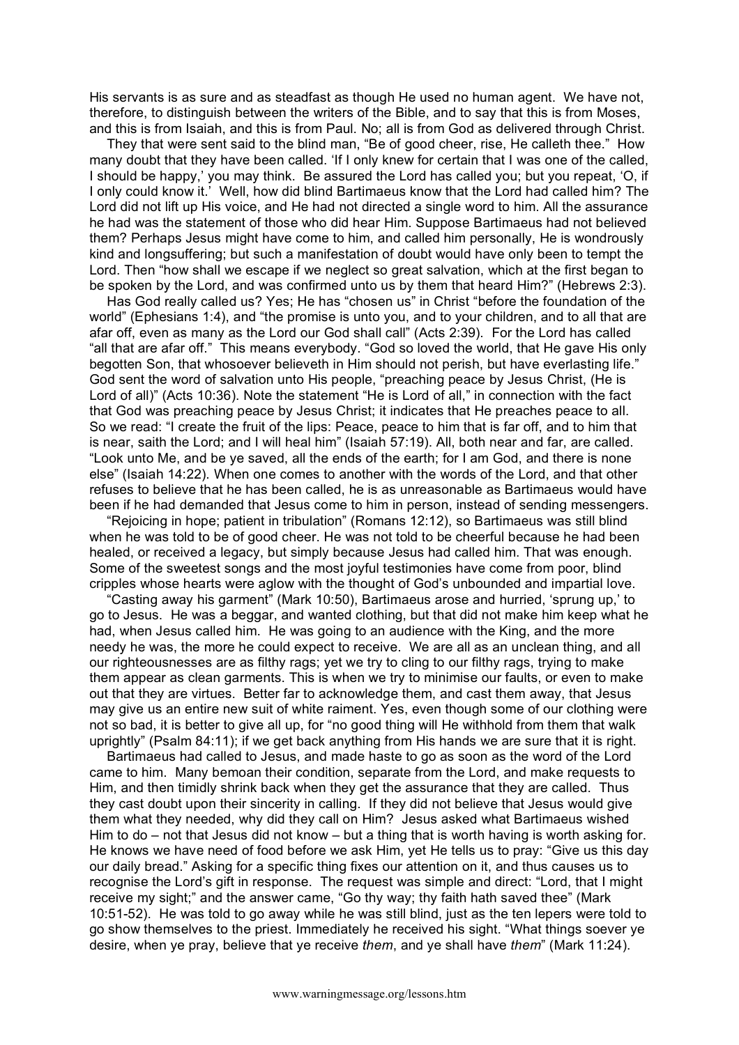His servants is as sure and as steadfast as though He used no human agent. We have not, therefore, to distinguish between the writers of the Bible, and to say that this is from Moses, and this is from Isaiah, and this is from Paul. No; all is from God as delivered through Christ.

They that were sent said to the blind man, "Be of good cheer, rise, He calleth thee." How many doubt that they have been called. 'If I only knew for certain that I was one of the called, I should be happy,' you may think. Be assured the Lord has called you; but you repeat, 'O, if I only could know it.' Well, how did blind Bartimaeus know that the Lord had called him? The Lord did not lift up His voice, and He had not directed a single word to him. All the assurance he had was the statement of those who did hear Him. Suppose Bartimaeus had not believed them? Perhaps Jesus might have come to him, and called him personally, He is wondrously kind and longsuffering; but such a manifestation of doubt would have only been to tempt the Lord. Then "how shall we escape if we neglect so great salvation, which at the first began to be spoken by the Lord, and was confirmed unto us by them that heard Him?" (Hebrews 2:3).

Has God really called us? Yes; He has "chosen us" in Christ "before the foundation of the world" (Ephesians 1:4), and "the promise is unto you, and to your children, and to all that are afar off, even as many as the Lord our God shall call" (Acts 2:39). For the Lord has called "all that are afar off." This means everybody. "God so loved the world, that He gave His only begotten Son, that whosoever believeth in Him should not perish, but have everlasting life." God sent the word of salvation unto His people, "preaching peace by Jesus Christ, (He is Lord of all)" (Acts 10:36). Note the statement "He is Lord of all," in connection with the fact that God was preaching peace by Jesus Christ; it indicates that He preaches peace to all. So we read: "I create the fruit of the lips: Peace, peace to him that is far off, and to him that is near, saith the Lord; and I will heal him" (Isaiah 57:19). All, both near and far, are called. "Look unto Me, and be ye saved, all the ends of the earth; for I am God, and there is none else" (Isaiah 14:22). When one comes to another with the words of the Lord, and that other refuses to believe that he has been called, he is as unreasonable as Bartimaeus would have been if he had demanded that Jesus come to him in person, instead of sending messengers.

"Rejoicing in hope; patient in tribulation" (Romans 12:12), so Bartimaeus was still blind when he was told to be of good cheer. He was not told to be cheerful because he had been healed, or received a legacy, but simply because Jesus had called him. That was enough. Some of the sweetest songs and the most joyful testimonies have come from poor, blind cripples whose hearts were aglow with the thought of God's unbounded and impartial love.

"Casting away his garment" (Mark 10:50), Bartimaeus arose and hurried, 'sprung up,' to go to Jesus. He was a beggar, and wanted clothing, but that did not make him keep what he had, when Jesus called him. He was going to an audience with the King, and the more needy he was, the more he could expect to receive. We are all as an unclean thing, and all our righteousnesses are as filthy rags; yet we try to cling to our filthy rags, trying to make them appear as clean garments. This is when we try to minimise our faults, or even to make out that they are virtues. Better far to acknowledge them, and cast them away, that Jesus may give us an entire new suit of white raiment. Yes, even though some of our clothing were not so bad, it is better to give all up, for "no good thing will He withhold from them that walk uprightly" (Psalm 84:11); if we get back anything from His hands we are sure that it is right.

Bartimaeus had called to Jesus, and made haste to go as soon as the word of the Lord came to him. Many bemoan their condition, separate from the Lord, and make requests to Him, and then timidly shrink back when they get the assurance that they are called. Thus they cast doubt upon their sincerity in calling. If they did not believe that Jesus would give them what they needed, why did they call on Him? Jesus asked what Bartimaeus wished Him to do – not that Jesus did not know – but a thing that is worth having is worth asking for. He knows we have need of food before we ask Him, yet He tells us to pray: "Give us this day our daily bread." Asking for a specific thing fixes our attention on it, and thus causes us to recognise the Lord's gift in response. The request was simple and direct: "Lord, that I might receive my sight;" and the answer came, "Go thy way; thy faith hath saved thee" (Mark 10:51-52). He was told to go away while he was still blind, just as the ten lepers were told to go show themselves to the priest. Immediately he received his sight. "What things soever ye desire, when ye pray, believe that ye receive *them*, and ye shall have *them*" (Mark 11:24).